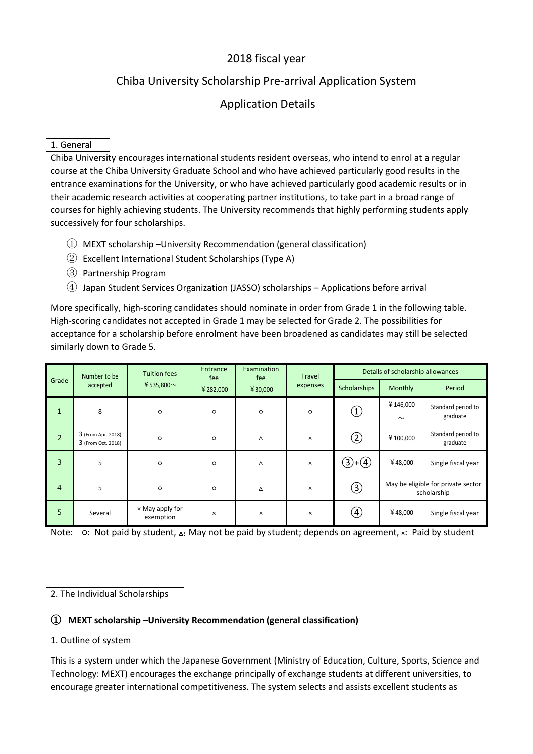# 2018 fiscal year

# Chiba University Scholarship Pre-arrival Application System

# Application Details

## 1. General

Chiba University encourages international students resident overseas, who intend to enrol at a regular course at the Chiba University Graduate School and who have achieved particularly good results in the entrance examinations for the University, or who have achieved particularly good academic results or in their academic research activities at cooperating partner institutions, to take part in a broad range of courses for highly achieving students. The University recommends that highly performing students apply successively for four scholarships.

① MEXT scholarship –University Recommendation (general classification)
② Excellent International Student Scholarships (Type A)
③ Partnership Program
④ Japan Student Services Organization (JASSO) scholarships – Applications before arrival

More specifically, high-scoring candidates should nominate in order from Grade 1 in the following table. High-scoring candidates not accepted in Grade 1 may be selected for Grade 2. The possibilities for acceptance for a scholarship before enrolment have been broadened as candidates may still be selected similarly down to Grade 5.

| Grade | Number to be accepted | Tuition fees ￥535,800～ | Entrance fee ￥282,000 | Examination fee ￥30,000 | Travel expenses | Details of scholarship allowances | | |
|---|---|---|---|---|---|---|---|---|
| | | | | | | Scholarships | Monthly | Period |
| 1 | 8 | ○ | ○ | ○ | ○ | ① | ￥146,000 ～ | Standard period to graduate |
| 2 | 3 (From Apr. 2018) 3 (From Oct. 2018) | ○ | ○ | △ | × | ② | ￥100,000 | Standard period to graduate |
| 3 | 5 | ○ | ○ | △ | × | ③+④ | ￥48,000 | Single fiscal year |
| 4 | 5 | ○ | ○ | △ | × | ③ | May be eligible for private sector scholarship | |
| 5 | Several | × May apply for exemption | × | × | × | ④ | ￥48,000 | Single fiscal year |

Note: ○: Not paid by student, △: May not be paid by student; depends on agreement, ×: Paid by student

## 2. The Individual Scholarships

### ① MEXT scholarship –University Recommendation (general classification)

#### 1. Outline of system

This is a system under which the Japanese Government (Ministry of Education, Culture, Sports, Science and Technology: MEXT) encourages the exchange principally of exchange students at different universities, to encourage greater international competitiveness. The system selects and assists excellent students as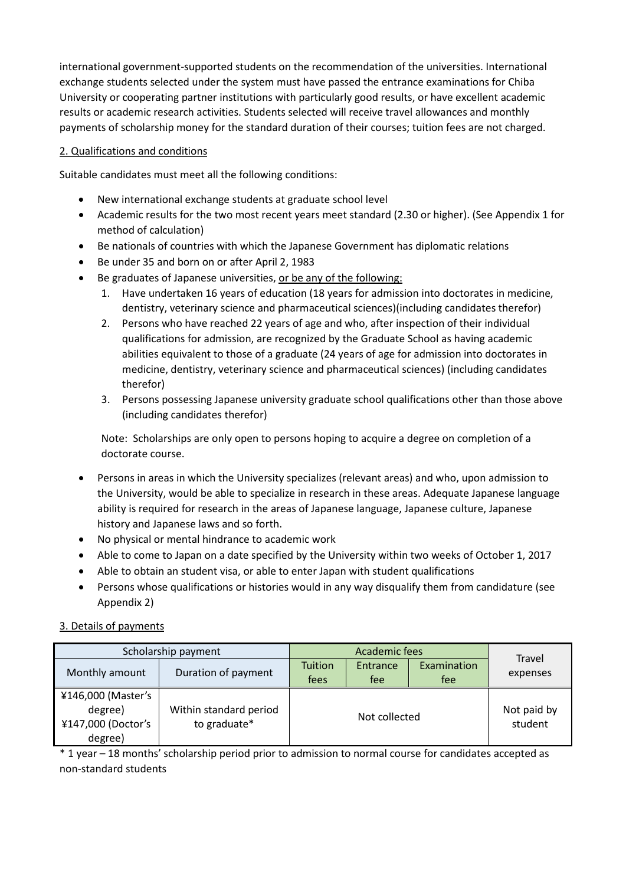international government-supported students on the recommendation of the universities. International exchange students selected under the system must have passed the entrance examinations for Chiba University or cooperating partner institutions with particularly good results, or have excellent academic results or academic research activities. Students selected will receive travel allowances and monthly payments of scholarship money for the standard duration of their courses; tuition fees are not charged.

<u>2. Qualifications and conditions</u>

Suitable candidates must meet all the following conditions:

- New international exchange students at graduate school level
- Academic results for the two most recent years meet standard (2.30 or higher). (See Appendix 1 for method of calculation)
- Be nationals of countries with which the Japanese Government has diplomatic relations
- Be under 35 and born on or after April 2, 1983
- Be graduates of Japanese universities, <u>or be any of the following:</u>
  1. Have undertaken 16 years of education (18 years for admission into doctorates in medicine, dentistry, veterinary science and pharmaceutical sciences)(including candidates therefor)
  2. Persons who have reached 22 years of age and who, after inspection of their individual qualifications for admission, are recognized by the Graduate School as having academic abilities equivalent to those of a graduate (24 years of age for admission into doctorates in medicine, dentistry, veterinary science and pharmaceutical sciences) (including candidates therefor)
  3. Persons possessing Japanese university graduate school qualifications other than those above (including candidates therefor)

  Note: Scholarships are only open to persons hoping to acquire a degree on completion of a doctorate course.

- Persons in areas in which the University specializes (relevant areas) and who, upon admission to the University, would be able to specialize in research in these areas. Adequate Japanese language ability is required for research in the areas of Japanese language, Japanese culture, Japanese history and Japanese laws and so forth.
- No physical or mental hindrance to academic work
- Able to come to Japan on a date specified by the University within two weeks of October 1, 2017
- Able to obtain an student visa, or able to enter Japan with student qualifications
- Persons whose qualifications or histories would in any way disqualify them from candidature (see Appendix 2)

<u>3. Details of payments</u>

| Scholarship payment | | Academic fees | | | Travel expenses |
|---|---|---|---|---|---|
| Monthly amount | Duration of payment | Tuition fees | Entrance fee | Examination fee | |
| ¥146,000 (Master's degree) ¥147,000 (Doctor's degree) | Within standard period to graduate* | Not collected | | | Not paid by student |

* 1 year – 18 months' scholarship period prior to admission to normal course for candidates accepted as non-standard students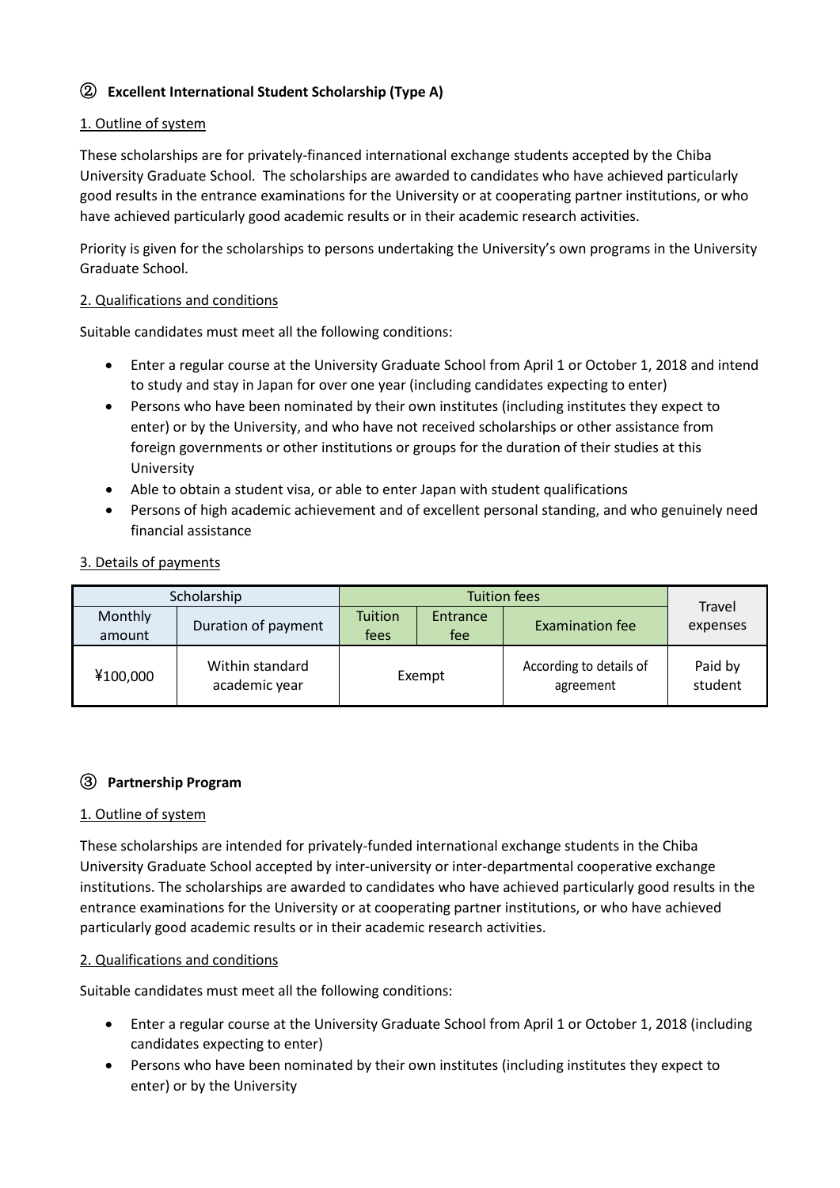## ② **Excellent International Student Scholarship (Type A)**

1. Outline of system

These scholarships are for privately-financed international exchange students accepted by the Chiba University Graduate School. The scholarships are awarded to candidates who have achieved particularly good results in the entrance examinations for the University or at cooperating partner institutions, or who have achieved particularly good academic results or in their academic research activities.

Priority is given for the scholarships to persons undertaking the University's own programs in the University Graduate School.

2. Qualifications and conditions

Suitable candidates must meet all the following conditions:

- Enter a regular course at the University Graduate School from April 1 or October 1, 2018 and intend to study and stay in Japan for over one year (including candidates expecting to enter)
- Persons who have been nominated by their own institutes (including institutes they expect to enter) or by the University, and who have not received scholarships or other assistance from foreign governments or other institutions or groups for the duration of their studies at this University
- Able to obtain a student visa, or able to enter Japan with student qualifications
- Persons of high academic achievement and of excellent personal standing, and who genuinely need financial assistance

3. Details of payments

| Scholarship | | Tuition fees | | | Travel expenses |
|---|---|---|---|---|---|
| Monthly amount | Duration of payment | Tuition fees | Entrance fee | Examination fee | |
| ¥100,000 | Within standard academic year | Exempt | | According to details of agreement | Paid by student |

## ③ **Partnership Program**

1. Outline of system

These scholarships are intended for privately-funded international exchange students in the Chiba University Graduate School accepted by inter-university or inter-departmental cooperative exchange institutions. The scholarships are awarded to candidates who have achieved particularly good results in the entrance examinations for the University or at cooperating partner institutions, or who have achieved particularly good academic results or in their academic research activities.

2. Qualifications and conditions

Suitable candidates must meet all the following conditions:

- Enter a regular course at the University Graduate School from April 1 or October 1, 2018 (including candidates expecting to enter)
- Persons who have been nominated by their own institutes (including institutes they expect to enter) or by the University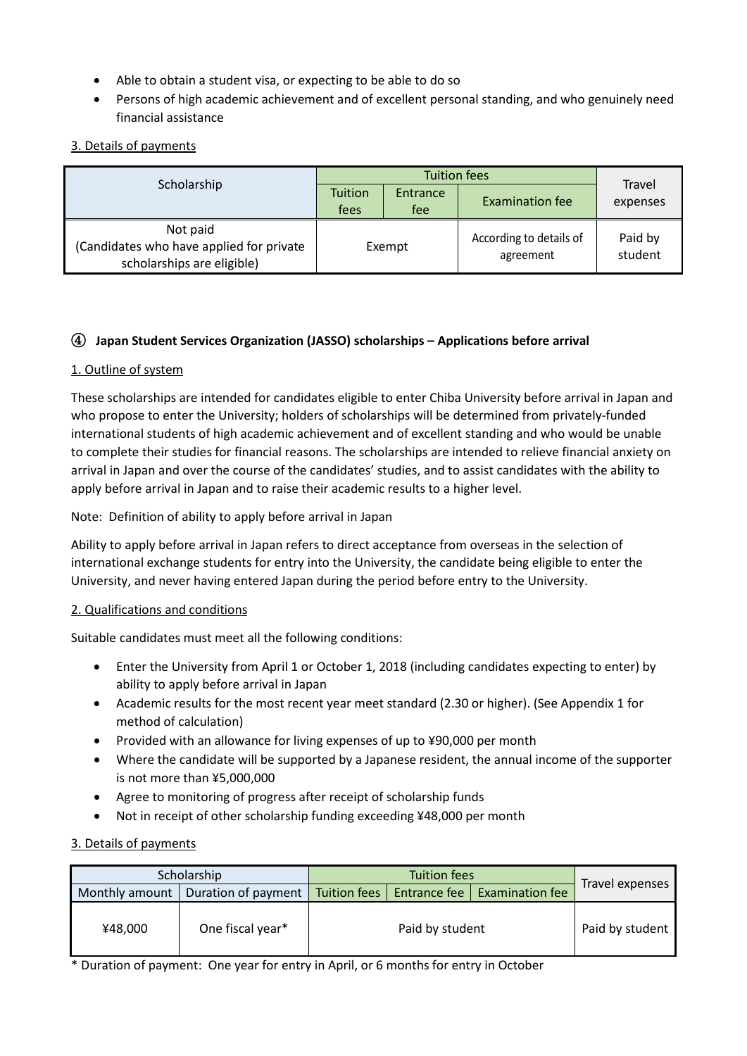- Able to obtain a student visa, or expecting to be able to do so
- Persons of high academic achievement and of excellent personal standing, and who genuinely need financial assistance

3. Details of payments

| Scholarship | Tuition fees | | | Travel expenses |
|---|---|---|---|---|
| | Tuition fees | Entrance fee | Examination fee | |
| Not paid (Candidates who have applied for private scholarships are eligible) | Exempt | | According to details of agreement | Paid by student |

### ④ Japan Student Services Organization (JASSO) scholarships – Applications before arrival

1. Outline of system

These scholarships are intended for candidates eligible to enter Chiba University before arrival in Japan and who propose to enter the University; holders of scholarships will be determined from privately-funded international students of high academic achievement and of excellent standing and who would be unable to complete their studies for financial reasons. The scholarships are intended to relieve financial anxiety on arrival in Japan and over the course of the candidates' studies, and to assist candidates with the ability to apply before arrival in Japan and to raise their academic results to a higher level.

Note: Definition of ability to apply before arrival in Japan

Ability to apply before arrival in Japan refers to direct acceptance from overseas in the selection of international exchange students for entry into the University, the candidate being eligible to enter the University, and never having entered Japan during the period before entry to the University.

2. Qualifications and conditions

Suitable candidates must meet all the following conditions:

- Enter the University from April 1 or October 1, 2018 (including candidates expecting to enter) by ability to apply before arrival in Japan
- Academic results for the most recent year meet standard (2.30 or higher). (See Appendix 1 for method of calculation)
- Provided with an allowance for living expenses of up to ¥90,000 per month
- Where the candidate will be supported by a Japanese resident, the annual income of the supporter is not more than ¥5,000,000
- Agree to monitoring of progress after receipt of scholarship funds
- Not in receipt of other scholarship funding exceeding ¥48,000 per month

3. Details of payments

| Scholarship | | Tuition fees | | | Travel expenses |
|---|---|---|---|---|---|
| Monthly amount | Duration of payment | Tuition fees | Entrance fee | Examination fee | |
| ¥48,000 | One fiscal year* | Paid by student | | | Paid by student |

* Duration of payment: One year for entry in April, or 6 months for entry in October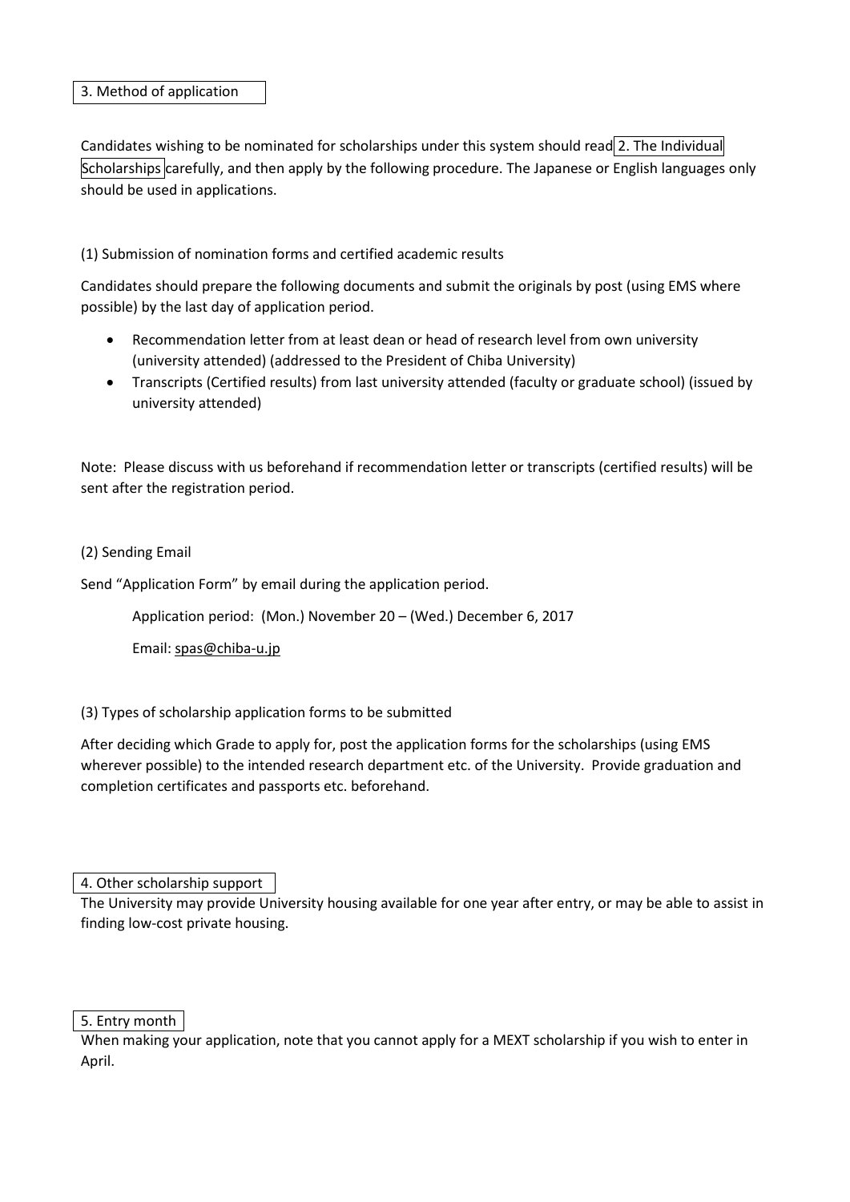## 3. Method of application

Candidates wishing to be nominated for scholarships under this system should read 2. The Individual Scholarships carefully, and then apply by the following procedure. The Japanese or English languages only should be used in applications.

### (1) Submission of nomination forms and certified academic results

Candidates should prepare the following documents and submit the originals by post (using EMS where possible) by the last day of application period.

- Recommendation letter from at least dean or head of research level from own university (university attended) (addressed to the President of Chiba University)
- Transcripts (Certified results) from last university attended (faculty or graduate school) (issued by university attended)

Note: Please discuss with us beforehand if recommendation letter or transcripts (certified results) will be sent after the registration period.

### (2) Sending Email

Send "Application Form" by email during the application period.

Application period: (Mon.) November 20 – (Wed.) December 6, 2017

Email: spas@chiba-u.jp

### (3) Types of scholarship application forms to be submitted

After deciding which Grade to apply for, post the application forms for the scholarships (using EMS wherever possible) to the intended research department etc. of the University. Provide graduation and completion certificates and passports etc. beforehand.

## 4. Other scholarship support

The University may provide University housing available for one year after entry, or may be able to assist in finding low-cost private housing.

## 5. Entry month

When making your application, note that you cannot apply for a MEXT scholarship if you wish to enter in April.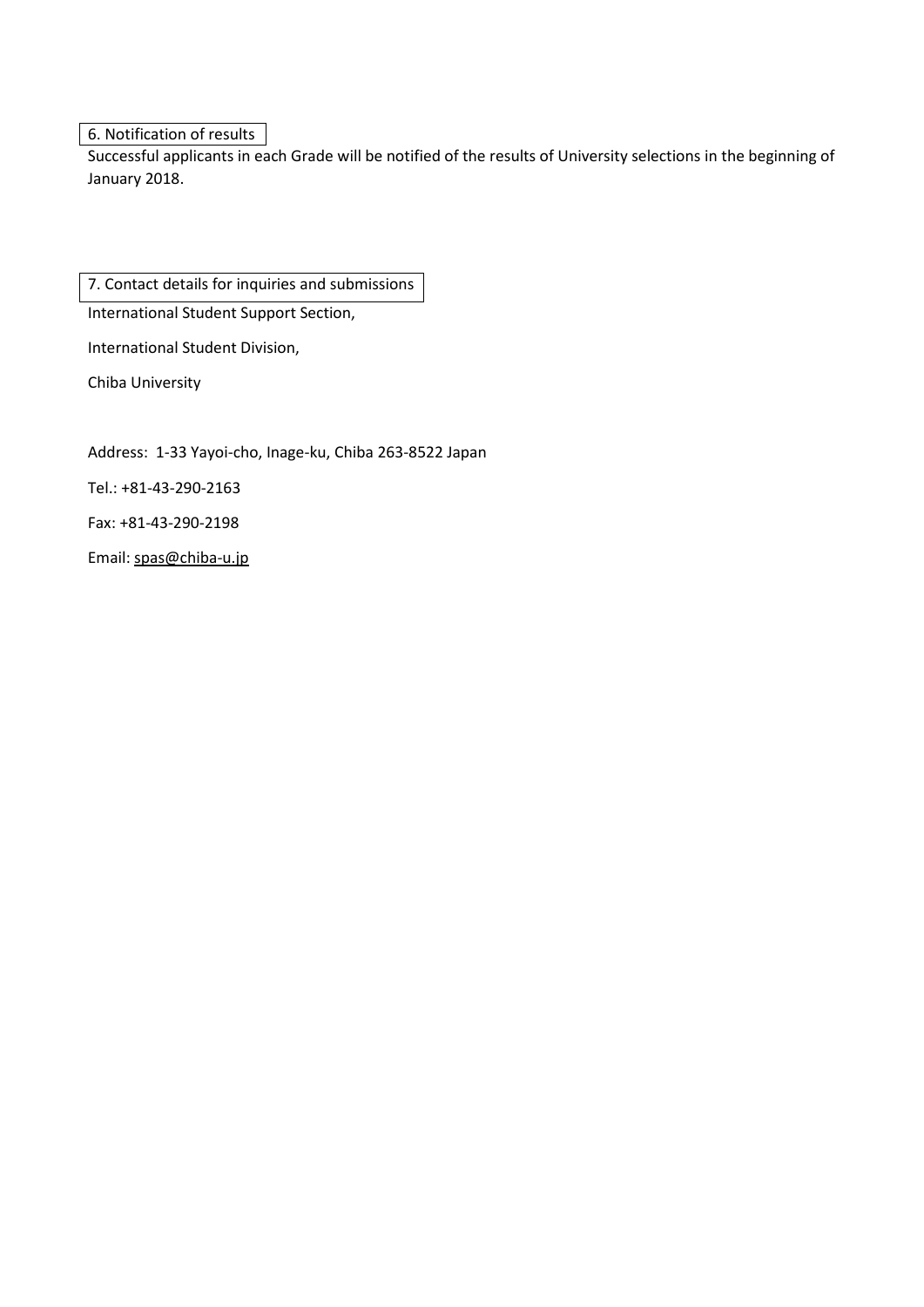## 6. Notification of results

Successful applicants in each Grade will be notified of the results of University selections in the beginning of January 2018.

## 7. Contact details for inquiries and submissions

International Student Support Section,

International Student Division,

Chiba University

Address: 1-33 Yayoi-cho, Inage-ku, Chiba 263-8522 Japan

Tel.: +81-43-290-2163

Fax: +81-43-290-2198

Email: spas@chiba-u.jp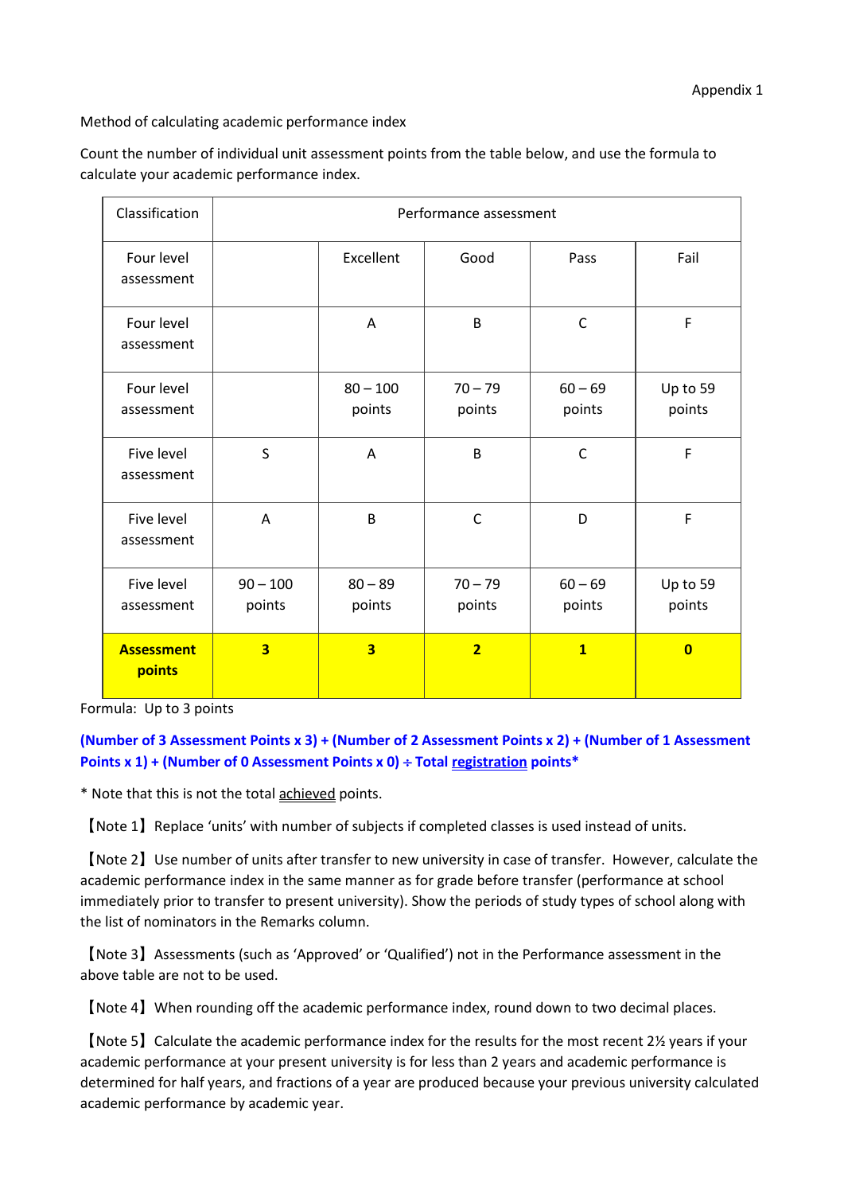Appendix 1

Method of calculating academic performance index

Count the number of individual unit assessment points from the table below, and use the formula to calculate your academic performance index.

| Classification | Performance assessment | | | | |
|---|---|---|---|---|---|
| Four level assessment | | Excellent | Good | Pass | Fail |
| Four level assessment | | A | B | C | F |
| Four level assessment | | 80 – 100 points | 70 – 79 points | 60 – 69 points | Up to 59 points |
| Five level assessment | S | A | B | C | F |
| Five level assessment | A | B | C | D | F |
| Five level assessment | 90 – 100 points | 80 – 89 points | 70 – 79 points | 60 – 69 points | Up to 59 points |
| **Assessment points** | **3** | **3** | **2** | **1** | **0** |

Formula: Up to 3 points

**(Number of 3 Assessment Points x 3) + (Number of 2 Assessment Points x 2) + (Number of 1 Assessment Points x 1) + (Number of 0 Assessment Points x 0) ÷ Total registration points***

* Note that this is not the total achieved points.

【Note 1】Replace 'units' with number of subjects if completed classes is used instead of units.

【Note 2】Use number of units after transfer to new university in case of transfer. However, calculate the academic performance index in the same manner as for grade before transfer (performance at school immediately prior to transfer to present university). Show the periods of study types of school along with the list of nominators in the Remarks column.

【Note 3】Assessments (such as 'Approved' or 'Qualified') not in the Performance assessment in the above table are not to be used.

【Note 4】When rounding off the academic performance index, round down to two decimal places.

【Note 5】Calculate the academic performance index for the results for the most recent 2½ years if your academic performance at your present university is for less than 2 years and academic performance is determined for half years, and fractions of a year are produced because your previous university calculated academic performance by academic year.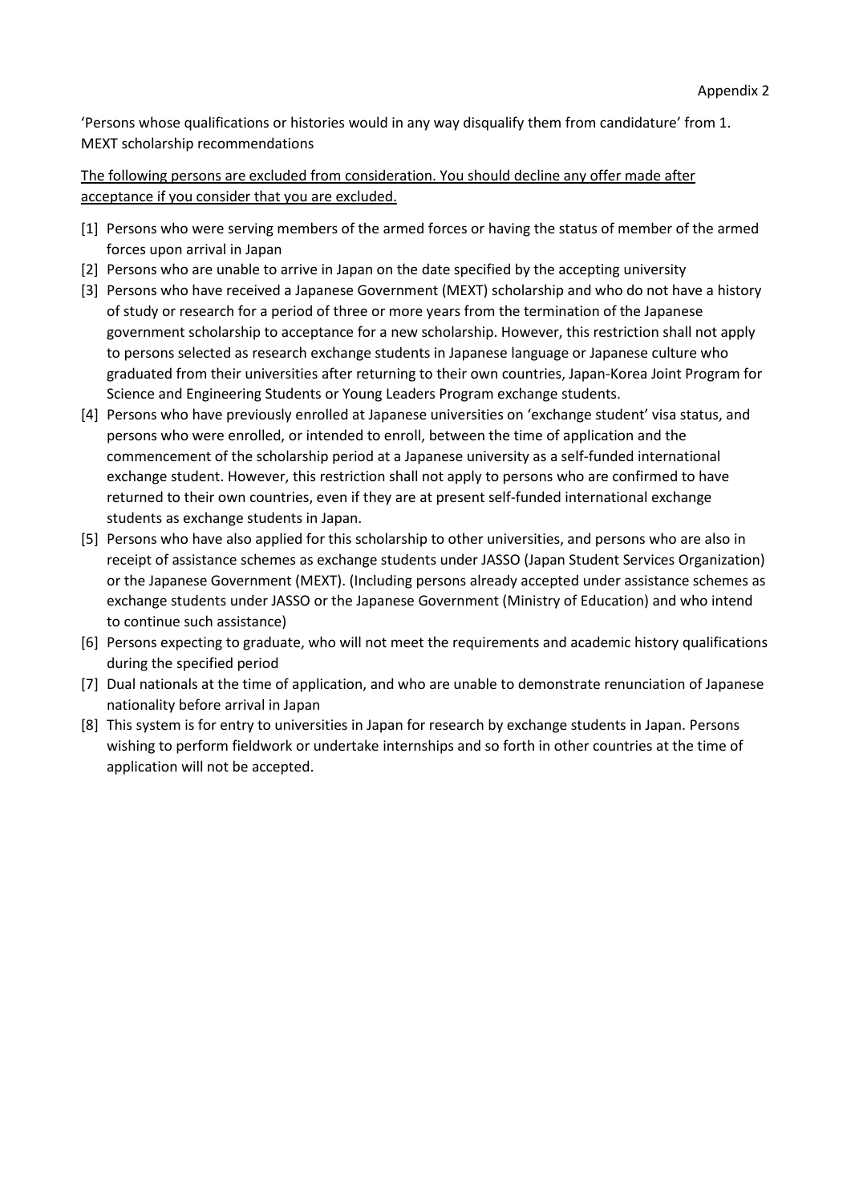Appendix 2

'Persons whose qualifications or histories would in any way disqualify them from candidature' from 1. MEXT scholarship recommendations

<u>The following persons are excluded from consideration. You should decline any offer made after acceptance if you consider that you are excluded.</u>

[1] Persons who were serving members of the armed forces or having the status of member of the armed forces upon arrival in Japan

[2] Persons who are unable to arrive in Japan on the date specified by the accepting university

[3] Persons who have received a Japanese Government (MEXT) scholarship and who do not have a history of study or research for a period of three or more years from the termination of the Japanese government scholarship to acceptance for a new scholarship. However, this restriction shall not apply to persons selected as research exchange students in Japanese language or Japanese culture who graduated from their universities after returning to their own countries, Japan-Korea Joint Program for Science and Engineering Students or Young Leaders Program exchange students.

[4] Persons who have previously enrolled at Japanese universities on 'exchange student' visa status, and persons who were enrolled, or intended to enroll, between the time of application and the commencement of the scholarship period at a Japanese university as a self-funded international exchange student. However, this restriction shall not apply to persons who are confirmed to have returned to their own countries, even if they are at present self-funded international exchange students as exchange students in Japan.

[5] Persons who have also applied for this scholarship to other universities, and persons who are also in receipt of assistance schemes as exchange students under JASSO (Japan Student Services Organization) or the Japanese Government (MEXT). (Including persons already accepted under assistance schemes as exchange students under JASSO or the Japanese Government (Ministry of Education) and who intend to continue such assistance)

[6] Persons expecting to graduate, who will not meet the requirements and academic history qualifications during the specified period

[7] Dual nationals at the time of application, and who are unable to demonstrate renunciation of Japanese nationality before arrival in Japan

[8] This system is for entry to universities in Japan for research by exchange students in Japan. Persons wishing to perform fieldwork or undertake internships and so forth in other countries at the time of application will not be accepted.